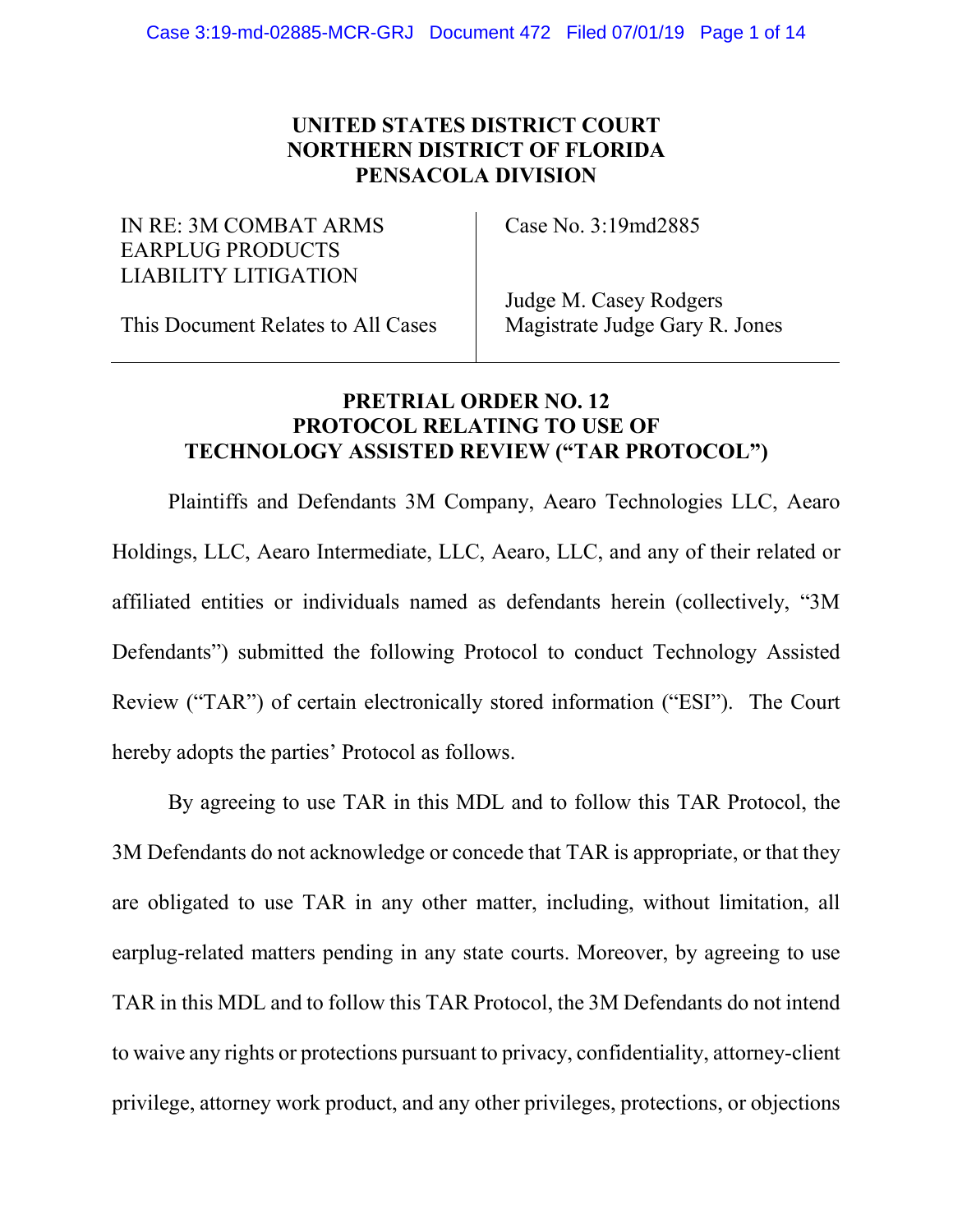**UNITED STATES DISTRICT COURT**
**NORTHERN DISTRICT OF FLORIDA**
**PENSACOLA DIVISION**

| | |
|---|---|
| IN RE: 3M COMBAT ARMS EARPLUG PRODUCTS LIABILITY LITIGATION | Case No. 3:19md2885 |
| This Document Relates to All Cases | Judge M. Casey Rodgers<br>Magistrate Judge Gary R. Jones |

## PRETRIAL ORDER NO. 12
## PROTOCOL RELATING TO USE OF TECHNOLOGY ASSISTED REVIEW ("TAR PROTOCOL")

Plaintiffs and Defendants 3M Company, Aearo Technologies LLC, Aearo Holdings, LLC, Aearo Intermediate, LLC, Aearo, LLC, and any of their related or affiliated entities or individuals named as defendants herein (collectively, "3M Defendants") submitted the following Protocol to conduct Technology Assisted Review ("TAR") of certain electronically stored information ("ESI"). The Court hereby adopts the parties' Protocol as follows.

By agreeing to use TAR in this MDL and to follow this TAR Protocol, the 3M Defendants do not acknowledge or concede that TAR is appropriate, or that they are obligated to use TAR in any other matter, including, without limitation, all earplug-related matters pending in any state courts. Moreover, by agreeing to use TAR in this MDL and to follow this TAR Protocol, the 3M Defendants do not intend to waive any rights or protections pursuant to privacy, confidentiality, attorney-client privilege, attorney work product, and any other privileges, protections, or objections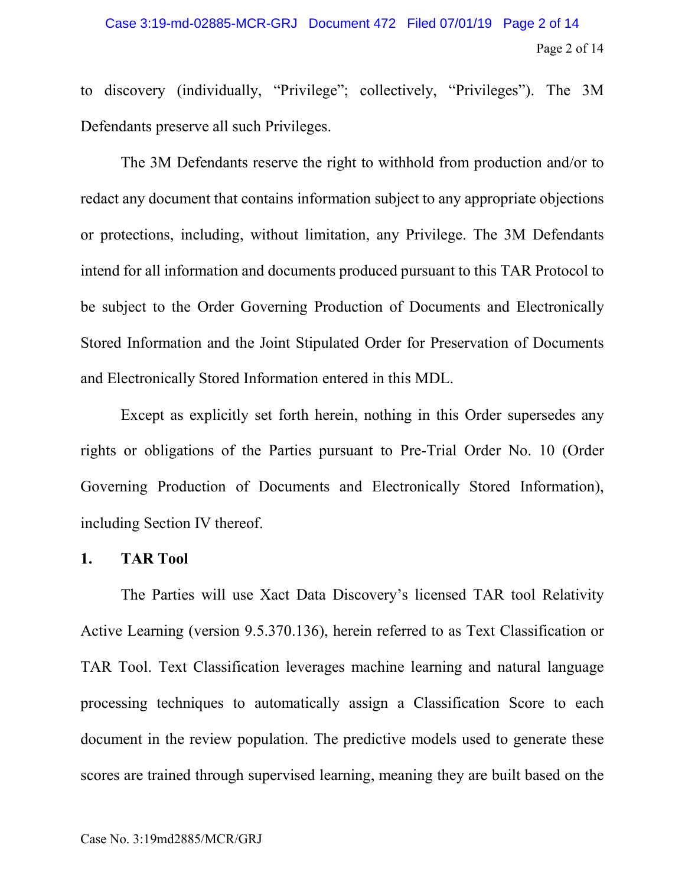to discovery (individually, "Privilege"; collectively, "Privileges"). The 3M Defendants preserve all such Privileges.

The 3M Defendants reserve the right to withhold from production and/or to redact any document that contains information subject to any appropriate objections or protections, including, without limitation, any Privilege. The 3M Defendants intend for all information and documents produced pursuant to this TAR Protocol to be subject to the Order Governing Production of Documents and Electronically Stored Information and the Joint Stipulated Order for Preservation of Documents and Electronically Stored Information entered in this MDL.

Except as explicitly set forth herein, nothing in this Order supersedes any rights or obligations of the Parties pursuant to Pre-Trial Order No. 10 (Order Governing Production of Documents and Electronically Stored Information), including Section IV thereof.

## 1. TAR Tool

The Parties will use Xact Data Discovery's licensed TAR tool Relativity Active Learning (version 9.5.370.136), herein referred to as Text Classification or TAR Tool. Text Classification leverages machine learning and natural language processing techniques to automatically assign a Classification Score to each document in the review population. The predictive models used to generate these scores are trained through supervised learning, meaning they are built based on the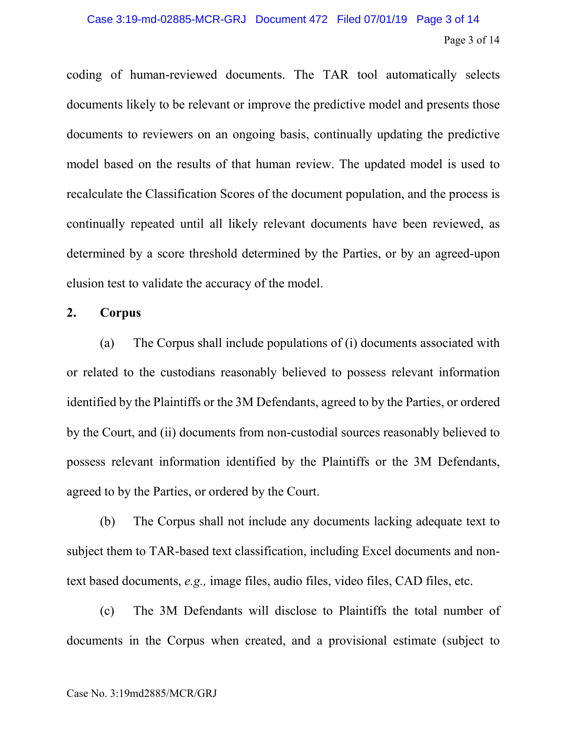coding of human-reviewed documents. The TAR tool automatically selects documents likely to be relevant or improve the predictive model and presents those documents to reviewers on an ongoing basis, continually updating the predictive model based on the results of that human review. The updated model is used to recalculate the Classification Scores of the document population, and the process is continually repeated until all likely relevant documents have been reviewed, as determined by a score threshold determined by the Parties, or by an agreed-upon elusion test to validate the accuracy of the model.

**2. Corpus**

(a) The Corpus shall include populations of (i) documents associated with or related to the custodians reasonably believed to possess relevant information identified by the Plaintiffs or the 3M Defendants, agreed to by the Parties, or ordered by the Court, and (ii) documents from non-custodial sources reasonably believed to possess relevant information identified by the Plaintiffs or the 3M Defendants, agreed to by the Parties, or ordered by the Court.

(b) The Corpus shall not include any documents lacking adequate text to subject them to TAR-based text classification, including Excel documents and non-text based documents, *e.g.,* image files, audio files, video files, CAD files, etc.

(c) The 3M Defendants will disclose to Plaintiffs the total number of documents in the Corpus when created, and a provisional estimate (subject to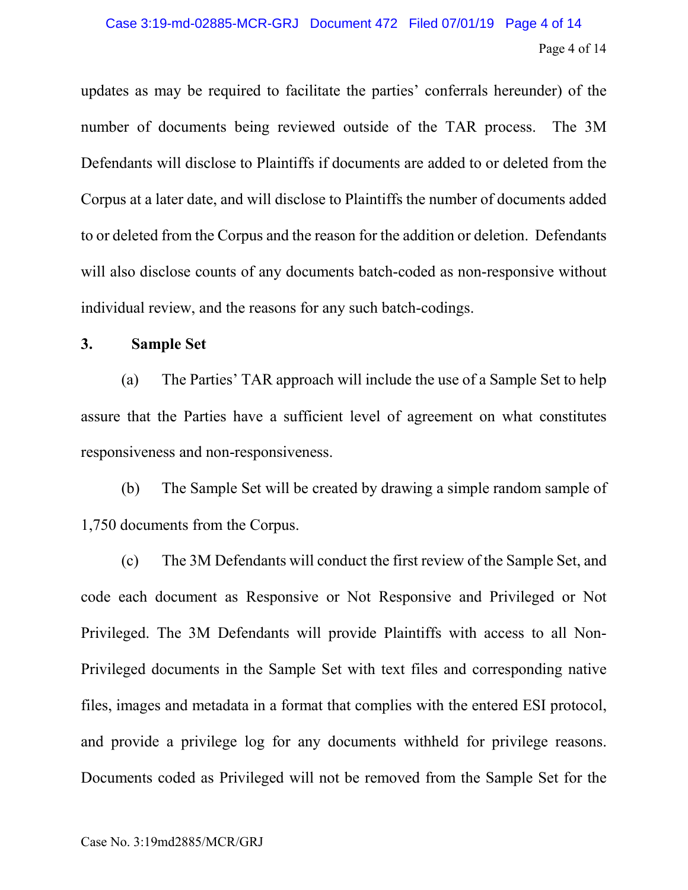updates as may be required to facilitate the parties' conferrals hereunder) of the number of documents being reviewed outside of the TAR process. The 3M Defendants will disclose to Plaintiffs if documents are added to or deleted from the Corpus at a later date, and will disclose to Plaintiffs the number of documents added to or deleted from the Corpus and the reason for the addition or deletion. Defendants will also disclose counts of any documents batch-coded as non-responsive without individual review, and the reasons for any such batch-codings.

**3. Sample Set**

(a) The Parties' TAR approach will include the use of a Sample Set to help assure that the Parties have a sufficient level of agreement on what constitutes responsiveness and non-responsiveness.

(b) The Sample Set will be created by drawing a simple random sample of 1,750 documents from the Corpus.

(c) The 3M Defendants will conduct the first review of the Sample Set, and code each document as Responsive or Not Responsive and Privileged or Not Privileged. The 3M Defendants will provide Plaintiffs with access to all Non-Privileged documents in the Sample Set with text files and corresponding native files, images and metadata in a format that complies with the entered ESI protocol, and provide a privilege log for any documents withheld for privilege reasons. Documents coded as Privileged will not be removed from the Sample Set for the

Case No. 3:19md2885/MCR/GRJ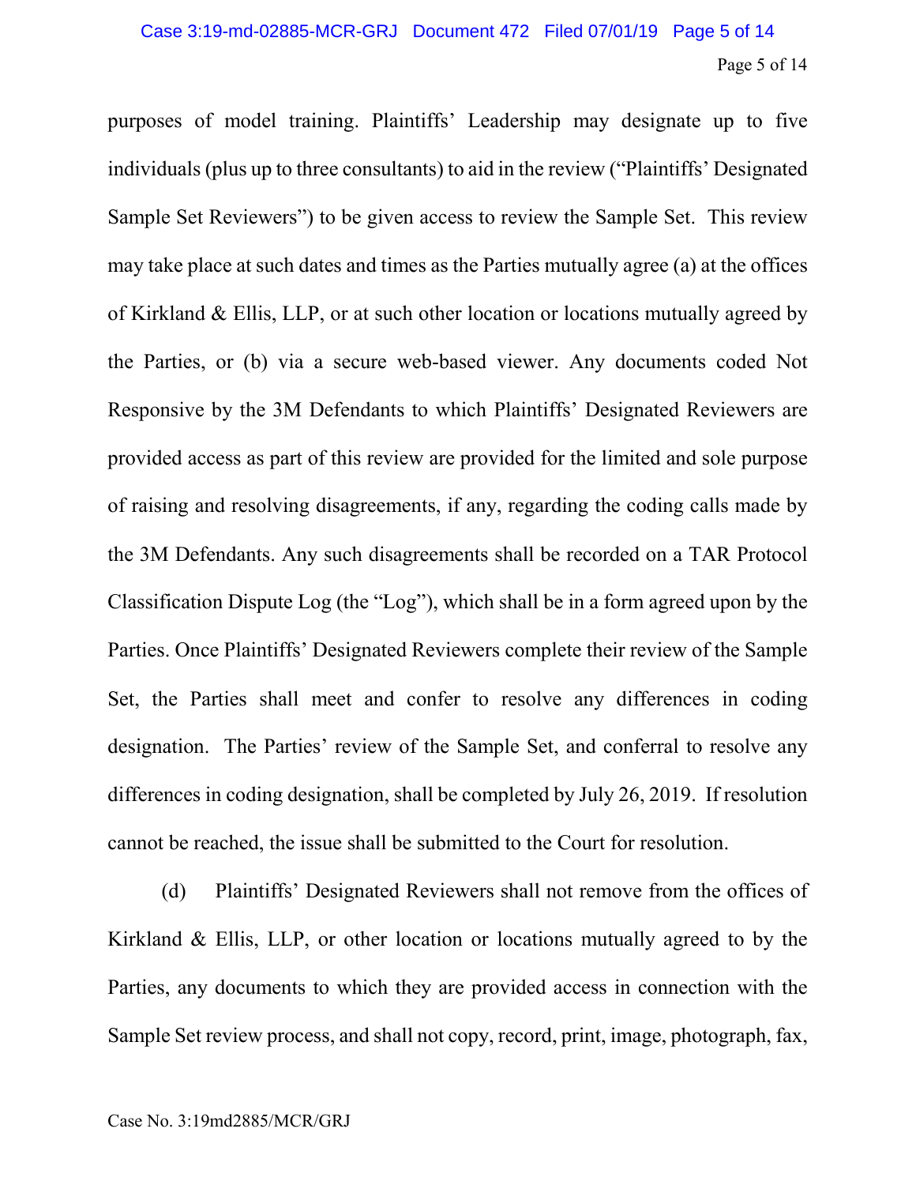purposes of model training. Plaintiffs' Leadership may designate up to five individuals (plus up to three consultants) to aid in the review ("Plaintiffs' Designated Sample Set Reviewers") to be given access to review the Sample Set. This review may take place at such dates and times as the Parties mutually agree (a) at the offices of Kirkland & Ellis, LLP, or at such other location or locations mutually agreed by the Parties, or (b) via a secure web-based viewer. Any documents coded Not Responsive by the 3M Defendants to which Plaintiffs' Designated Reviewers are provided access as part of this review are provided for the limited and sole purpose of raising and resolving disagreements, if any, regarding the coding calls made by the 3M Defendants. Any such disagreements shall be recorded on a TAR Protocol Classification Dispute Log (the "Log"), which shall be in a form agreed upon by the Parties. Once Plaintiffs' Designated Reviewers complete their review of the Sample Set, the Parties shall meet and confer to resolve any differences in coding designation. The Parties' review of the Sample Set, and conferral to resolve any differences in coding designation, shall be completed by July 26, 2019. If resolution cannot be reached, the issue shall be submitted to the Court for resolution.

(d) Plaintiffs' Designated Reviewers shall not remove from the offices of Kirkland & Ellis, LLP, or other location or locations mutually agreed to by the Parties, any documents to which they are provided access in connection with the Sample Set review process, and shall not copy, record, print, image, photograph, fax,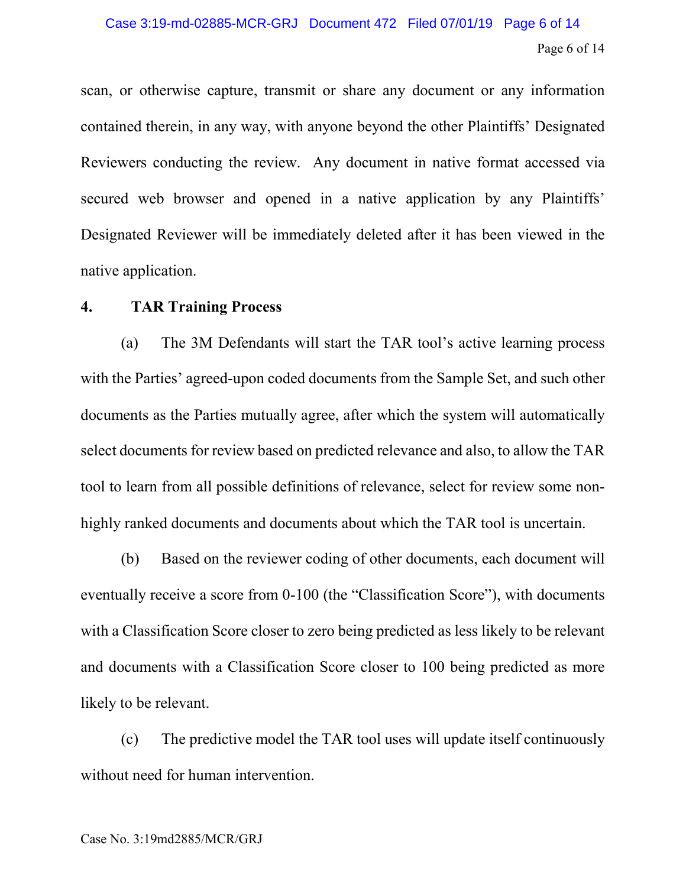scan, or otherwise capture, transmit or share any document or any information contained therein, in any way, with anyone beyond the other Plaintiffs' Designated Reviewers conducting the review. Any document in native format accessed via secured web browser and opened in a native application by any Plaintiffs' Designated Reviewer will be immediately deleted after it has been viewed in the native application.

**4. TAR Training Process**

(a) The 3M Defendants will start the TAR tool's active learning process with the Parties' agreed-upon coded documents from the Sample Set, and such other documents as the Parties mutually agree, after which the system will automatically select documents for review based on predicted relevance and also, to allow the TAR tool to learn from all possible definitions of relevance, select for review some non-highly ranked documents and documents about which the TAR tool is uncertain.

(b) Based on the reviewer coding of other documents, each document will eventually receive a score from 0-100 (the "Classification Score"), with documents with a Classification Score closer to zero being predicted as less likely to be relevant and documents with a Classification Score closer to 100 being predicted as more likely to be relevant.

(c) The predictive model the TAR tool uses will update itself continuously without need for human intervention.

Case No. 3:19md2885/MCR/GRJ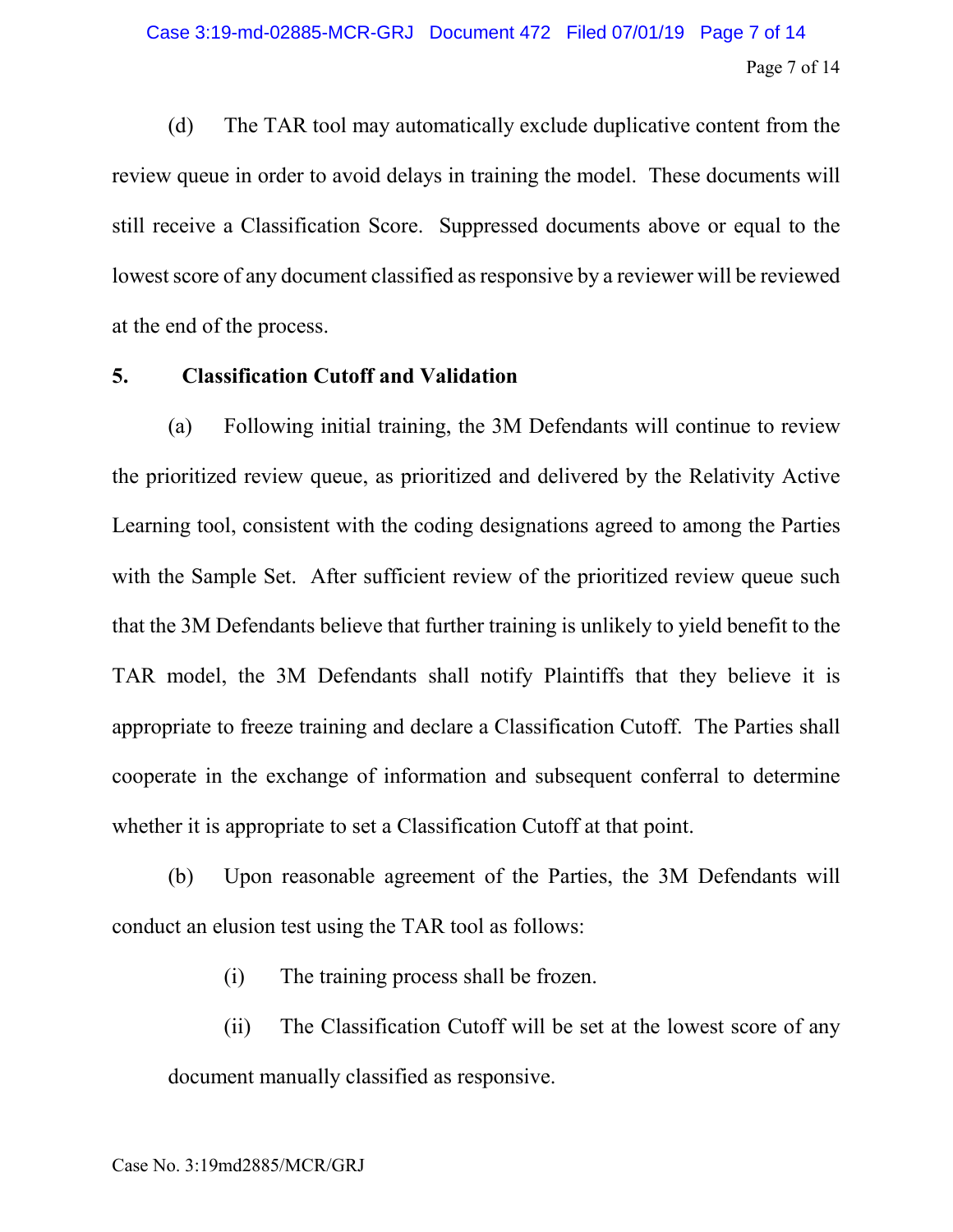(d) The TAR tool may automatically exclude duplicative content from the review queue in order to avoid delays in training the model. These documents will still receive a Classification Score. Suppressed documents above or equal to the lowest score of any document classified as responsive by a reviewer will be reviewed at the end of the process.

**5. Classification Cutoff and Validation**

(a) Following initial training, the 3M Defendants will continue to review the prioritized review queue, as prioritized and delivered by the Relativity Active Learning tool, consistent with the coding designations agreed to among the Parties with the Sample Set. After sufficient review of the prioritized review queue such that the 3M Defendants believe that further training is unlikely to yield benefit to the TAR model, the 3M Defendants shall notify Plaintiffs that they believe it is appropriate to freeze training and declare a Classification Cutoff. The Parties shall cooperate in the exchange of information and subsequent conferral to determine whether it is appropriate to set a Classification Cutoff at that point.

(b) Upon reasonable agreement of the Parties, the 3M Defendants will conduct an elusion test using the TAR tool as follows:

(i) The training process shall be frozen.

(ii) The Classification Cutoff will be set at the lowest score of any document manually classified as responsive.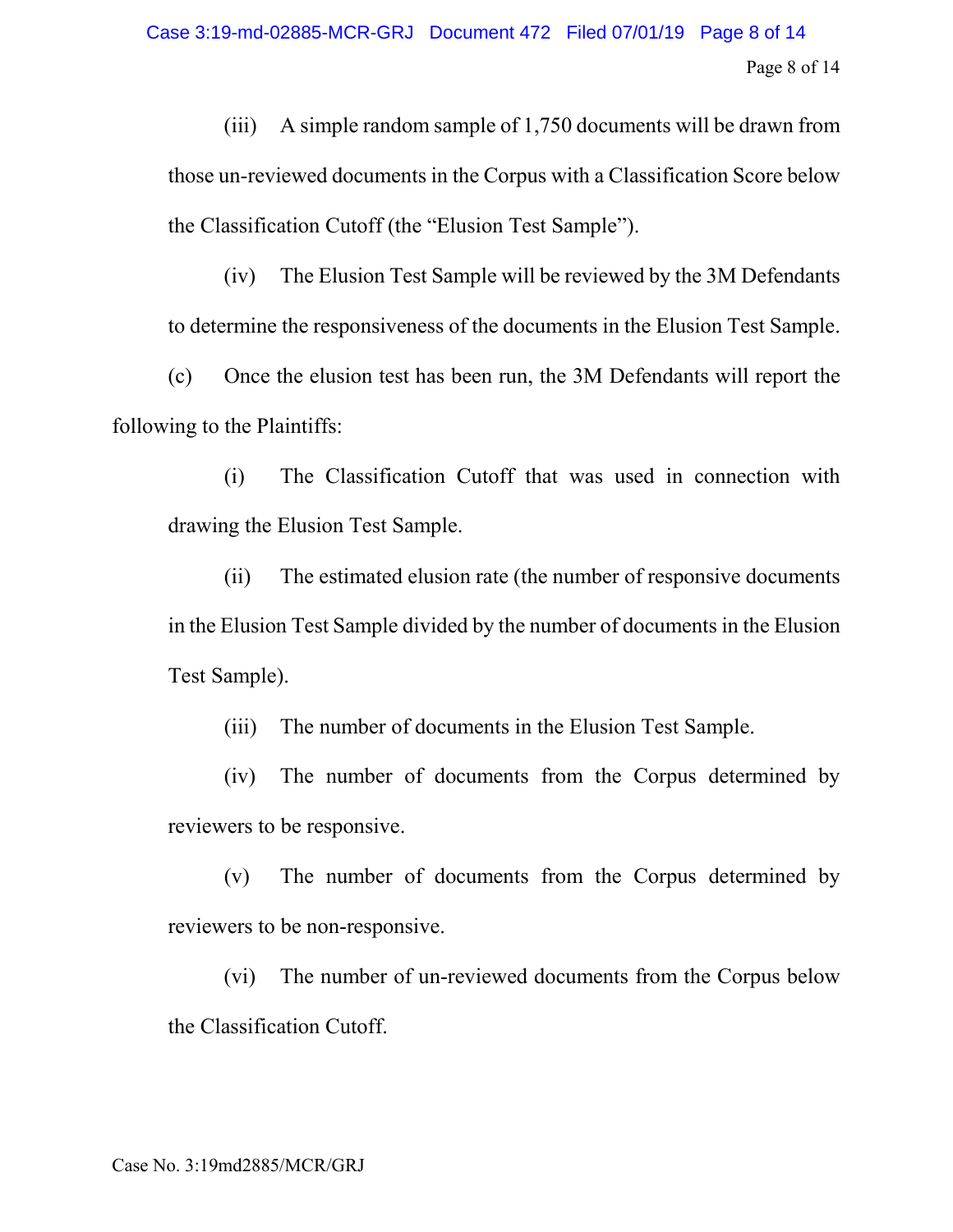(iii) A simple random sample of 1,750 documents will be drawn from those un-reviewed documents in the Corpus with a Classification Score below the Classification Cutoff (the "Elusion Test Sample").

(iv) The Elusion Test Sample will be reviewed by the 3M Defendants to determine the responsiveness of the documents in the Elusion Test Sample.

(c) Once the elusion test has been run, the 3M Defendants will report the following to the Plaintiffs:

(i) The Classification Cutoff that was used in connection with drawing the Elusion Test Sample.

(ii) The estimated elusion rate (the number of responsive documents in the Elusion Test Sample divided by the number of documents in the Elusion Test Sample).

(iii) The number of documents in the Elusion Test Sample.

(iv) The number of documents from the Corpus determined by reviewers to be responsive.

(v) The number of documents from the Corpus determined by reviewers to be non-responsive.

(vi) The number of un-reviewed documents from the Corpus below the Classification Cutoff.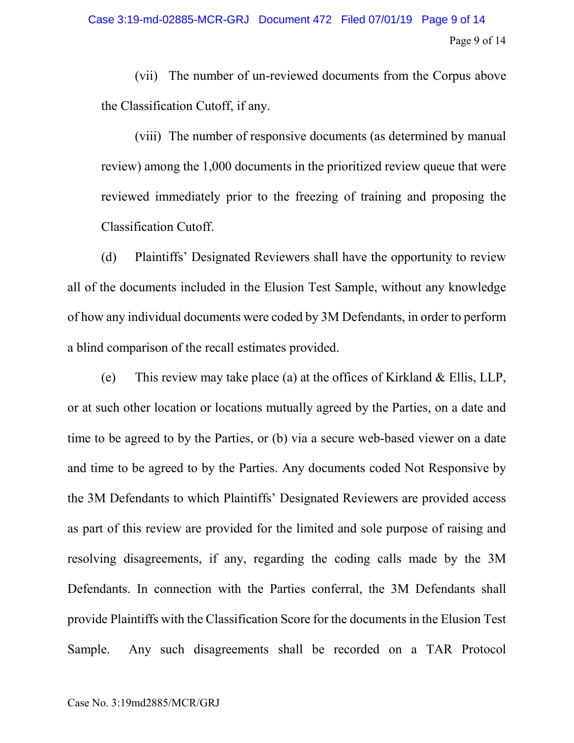(vii) The number of un-reviewed documents from the Corpus above the Classification Cutoff, if any.

(viii) The number of responsive documents (as determined by manual review) among the 1,000 documents in the prioritized review queue that were reviewed immediately prior to the freezing of training and proposing the Classification Cutoff.

(d) Plaintiffs' Designated Reviewers shall have the opportunity to review all of the documents included in the Elusion Test Sample, without any knowledge of how any individual documents were coded by 3M Defendants, in order to perform a blind comparison of the recall estimates provided.

(e) This review may take place (a) at the offices of Kirkland & Ellis, LLP, or at such other location or locations mutually agreed by the Parties, on a date and time to be agreed to by the Parties, or (b) via a secure web-based viewer on a date and time to be agreed to by the Parties. Any documents coded Not Responsive by the 3M Defendants to which Plaintiffs' Designated Reviewers are provided access as part of this review are provided for the limited and sole purpose of raising and resolving disagreements, if any, regarding the coding calls made by the 3M Defendants. In connection with the Parties conferral, the 3M Defendants shall provide Plaintiffs with the Classification Score for the documents in the Elusion Test Sample. Any such disagreements shall be recorded on a TAR Protocol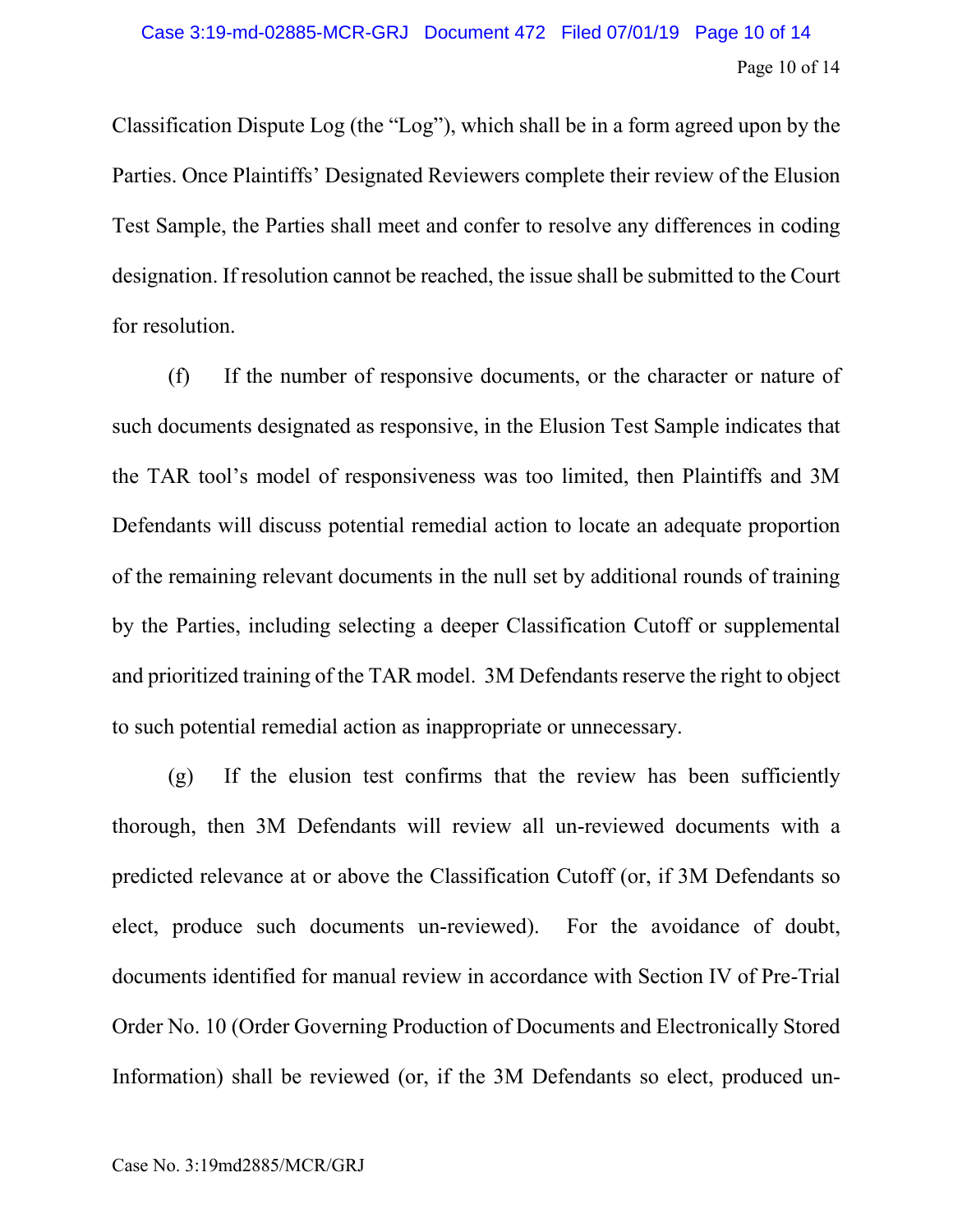Classification Dispute Log (the "Log"), which shall be in a form agreed upon by the Parties. Once Plaintiffs' Designated Reviewers complete their review of the Elusion Test Sample, the Parties shall meet and confer to resolve any differences in coding designation. If resolution cannot be reached, the issue shall be submitted to the Court for resolution.

(f) If the number of responsive documents, or the character or nature of such documents designated as responsive, in the Elusion Test Sample indicates that the TAR tool's model of responsiveness was too limited, then Plaintiffs and 3M Defendants will discuss potential remedial action to locate an adequate proportion of the remaining relevant documents in the null set by additional rounds of training by the Parties, including selecting a deeper Classification Cutoff or supplemental and prioritized training of the TAR model. 3M Defendants reserve the right to object to such potential remedial action as inappropriate or unnecessary.

(g) If the elusion test confirms that the review has been sufficiently thorough, then 3M Defendants will review all un-reviewed documents with a predicted relevance at or above the Classification Cutoff (or, if 3M Defendants so elect, produce such documents un-reviewed). For the avoidance of doubt, documents identified for manual review in accordance with Section IV of Pre-Trial Order No. 10 (Order Governing Production of Documents and Electronically Stored Information) shall be reviewed (or, if the 3M Defendants so elect, produced un-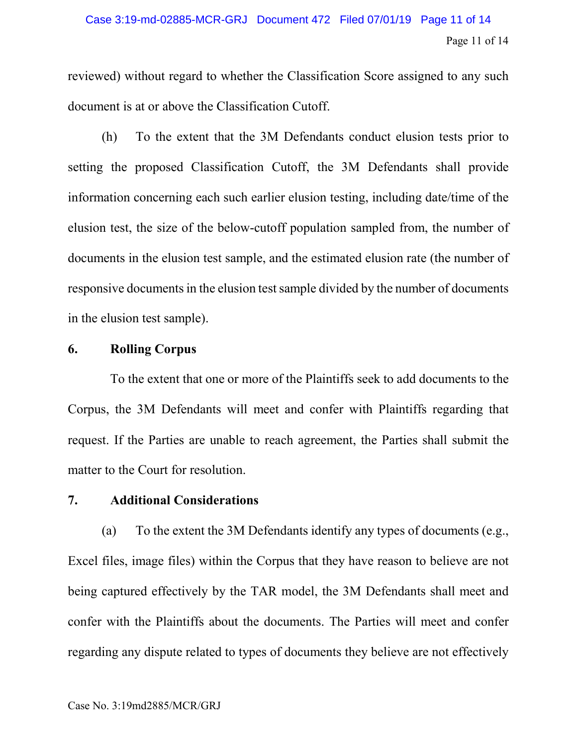reviewed) without regard to whether the Classification Score assigned to any such document is at or above the Classification Cutoff.

(h) To the extent that the 3M Defendants conduct elusion tests prior to setting the proposed Classification Cutoff, the 3M Defendants shall provide information concerning each such earlier elusion testing, including date/time of the elusion test, the size of the below-cutoff population sampled from, the number of documents in the elusion test sample, and the estimated elusion rate (the number of responsive documents in the elusion test sample divided by the number of documents in the elusion test sample).

**6. Rolling Corpus**

To the extent that one or more of the Plaintiffs seek to add documents to the Corpus, the 3M Defendants will meet and confer with Plaintiffs regarding that request. If the Parties are unable to reach agreement, the Parties shall submit the matter to the Court for resolution.

**7. Additional Considerations**

(a) To the extent the 3M Defendants identify any types of documents (e.g., Excel files, image files) within the Corpus that they have reason to believe are not being captured effectively by the TAR model, the 3M Defendants shall meet and confer with the Plaintiffs about the documents. The Parties will meet and confer regarding any dispute related to types of documents they believe are not effectively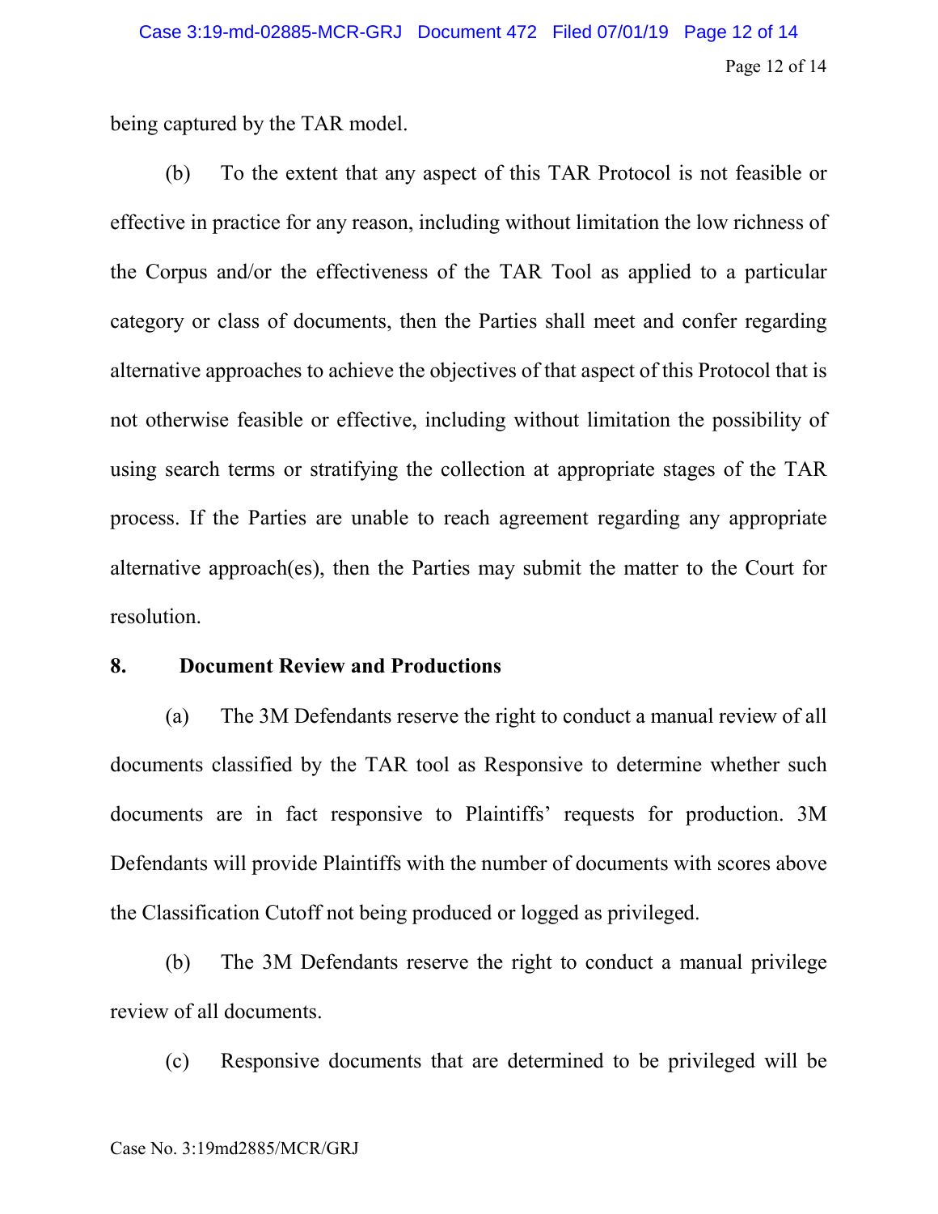being captured by the TAR model.

(b) To the extent that any aspect of this TAR Protocol is not feasible or effective in practice for any reason, including without limitation the low richness of the Corpus and/or the effectiveness of the TAR Tool as applied to a particular category or class of documents, then the Parties shall meet and confer regarding alternative approaches to achieve the objectives of that aspect of this Protocol that is not otherwise feasible or effective, including without limitation the possibility of using search terms or stratifying the collection at appropriate stages of the TAR process. If the Parties are unable to reach agreement regarding any appropriate alternative approach(es), then the Parties may submit the matter to the Court for resolution.

**8. Document Review and Productions**

(a) The 3M Defendants reserve the right to conduct a manual review of all documents classified by the TAR tool as Responsive to determine whether such documents are in fact responsive to Plaintiffs' requests for production. 3M Defendants will provide Plaintiffs with the number of documents with scores above the Classification Cutoff not being produced or logged as privileged.

(b) The 3M Defendants reserve the right to conduct a manual privilege review of all documents.

(c) Responsive documents that are determined to be privileged will be

Case No. 3:19md2885/MCR/GRJ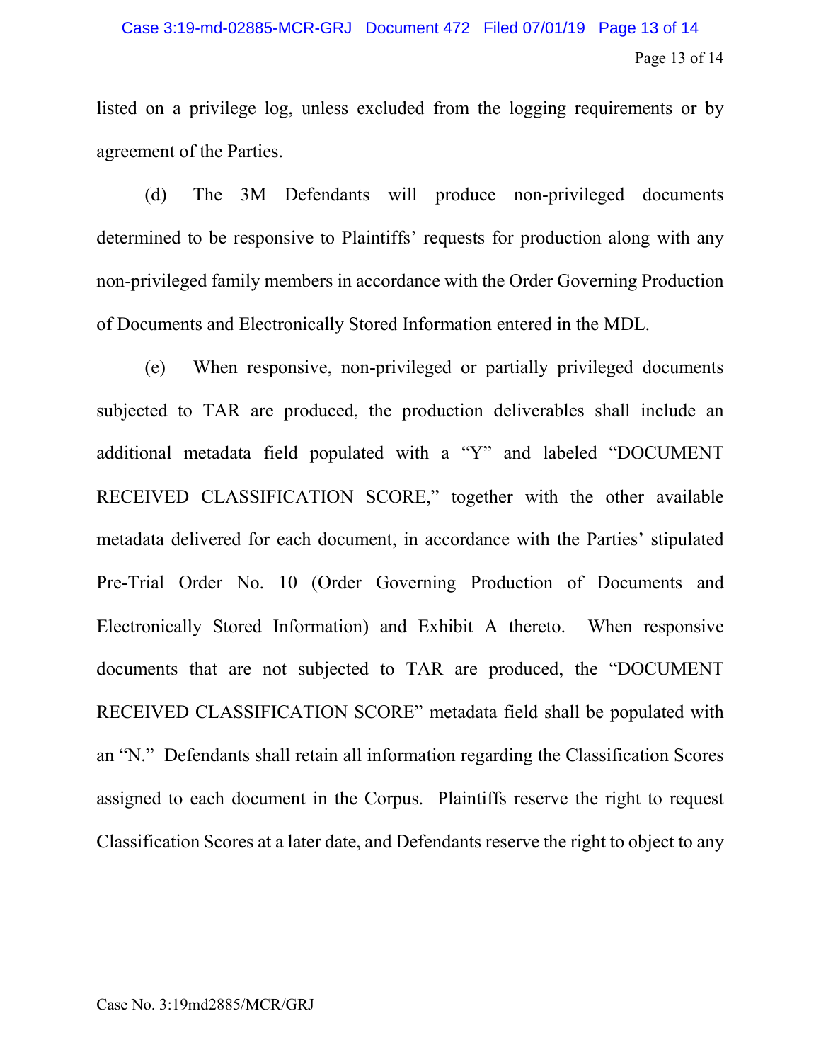listed on a privilege log, unless excluded from the logging requirements or by agreement of the Parties.

(d) The 3M Defendants will produce non-privileged documents determined to be responsive to Plaintiffs' requests for production along with any non-privileged family members in accordance with the Order Governing Production of Documents and Electronically Stored Information entered in the MDL.

(e) When responsive, non-privileged or partially privileged documents subjected to TAR are produced, the production deliverables shall include an additional metadata field populated with a "Y" and labeled "DOCUMENT RECEIVED CLASSIFICATION SCORE," together with the other available metadata delivered for each document, in accordance with the Parties' stipulated Pre-Trial Order No. 10 (Order Governing Production of Documents and Electronically Stored Information) and Exhibit A thereto. When responsive documents that are not subjected to TAR are produced, the "DOCUMENT RECEIVED CLASSIFICATION SCORE" metadata field shall be populated with an "N." Defendants shall retain all information regarding the Classification Scores assigned to each document in the Corpus. Plaintiffs reserve the right to request Classification Scores at a later date, and Defendants reserve the right to object to any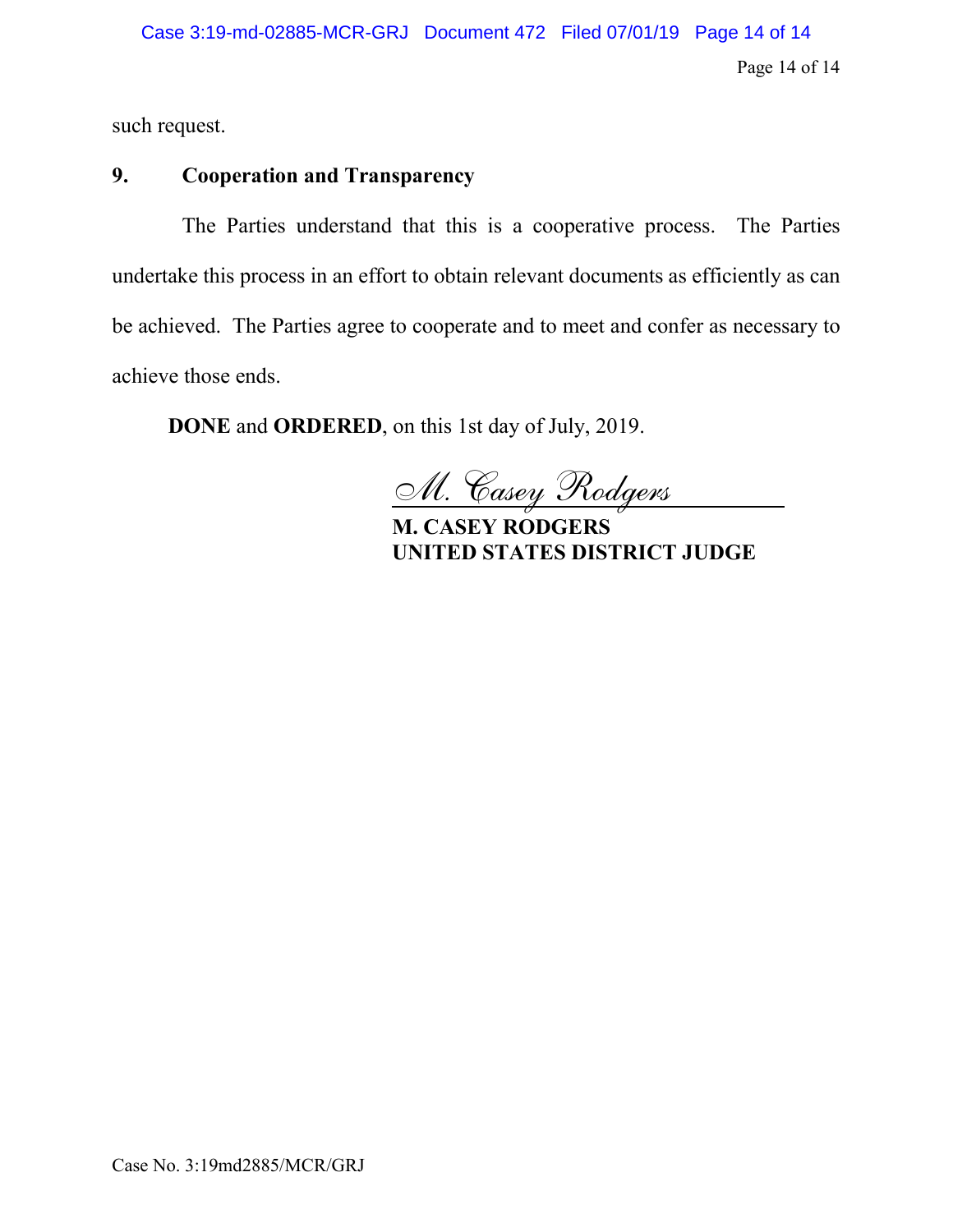such request.

## 9. Cooperation and Transparency

The Parties understand that this is a cooperative process. The Parties undertake this process in an effort to obtain relevant documents as efficiently as can be achieved. The Parties agree to cooperate and to meet and confer as necessary to achieve those ends.

**DONE** and **ORDERED**, on this 1st day of July, 2019.

*M. Casey Rodgers*

**M. CASEY RODGERS**
**UNITED STATES DISTRICT JUDGE**

Case No. 3:19md2885/MCR/GRJ